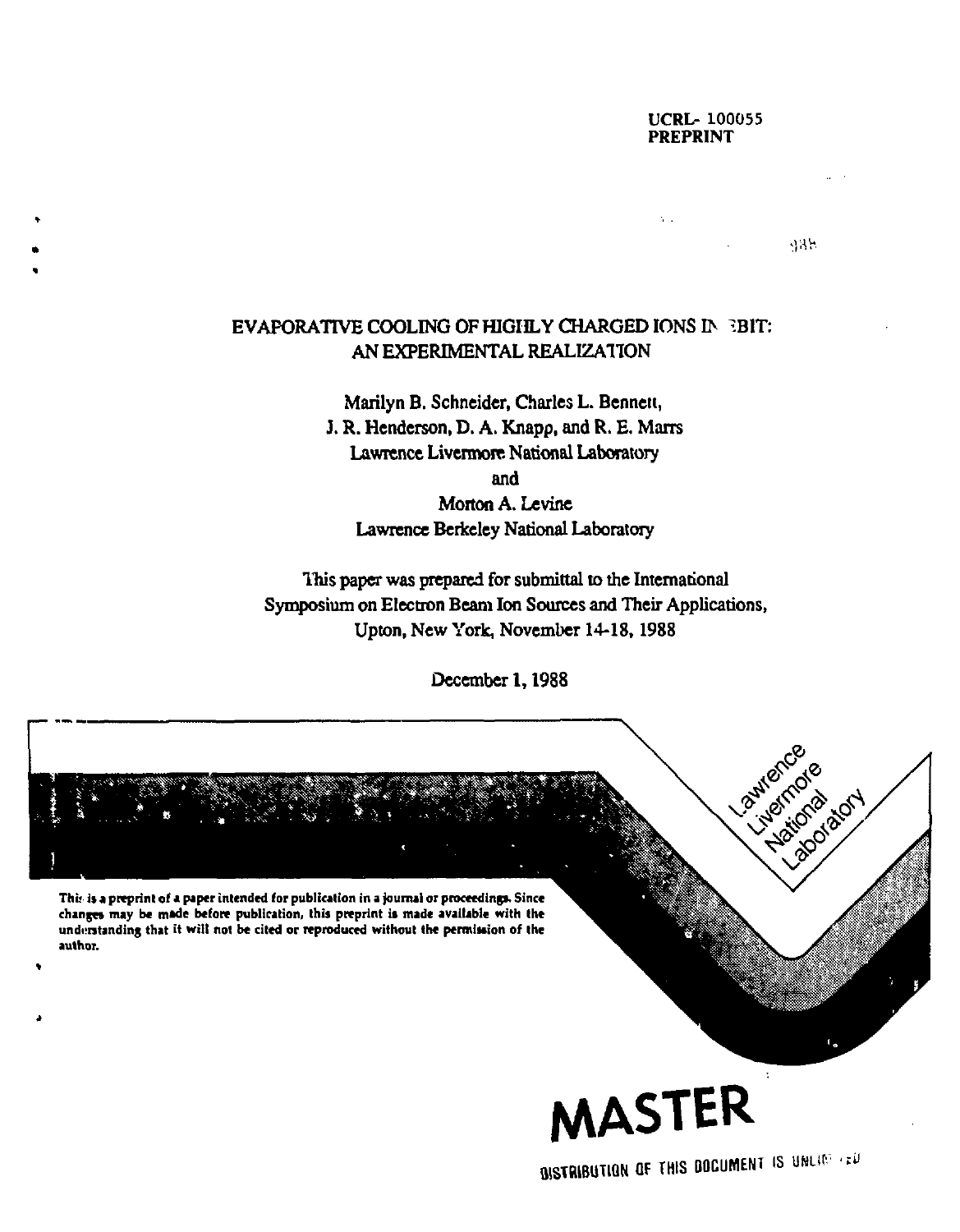UCRL- 100055
PREPRINT

# EVAPORATIVE COOLING OF HIGHLY CHARGED IONS IN EBIT: AN EXPERIMENTAL REALIZATION

Marilyn B. Schneider, Charles L. Bennett,
J. R. Henderson, D. A. Knapp, and R. E. Marrs
Lawrence Livermore National Laboratory
and
Morton A. Levine
Lawrence Berkeley National Laboratory

This paper was prepared for submittal to the International Symposium on Electron Beam Ion Sources and Their Applications, Upton, New York, November 14-18, 1988

December 1, 1988

Lawrence Livermore National Laboratory

This is a preprint of a paper intended for publication in a journal or proceedings. Since changes may be made before publication, this preprint is made available with the understanding that it will not be cited or reproduced without the permission of the author.

**MASTER**

DISTRIBUTION OF THIS DOCUMENT IS UNLIMITED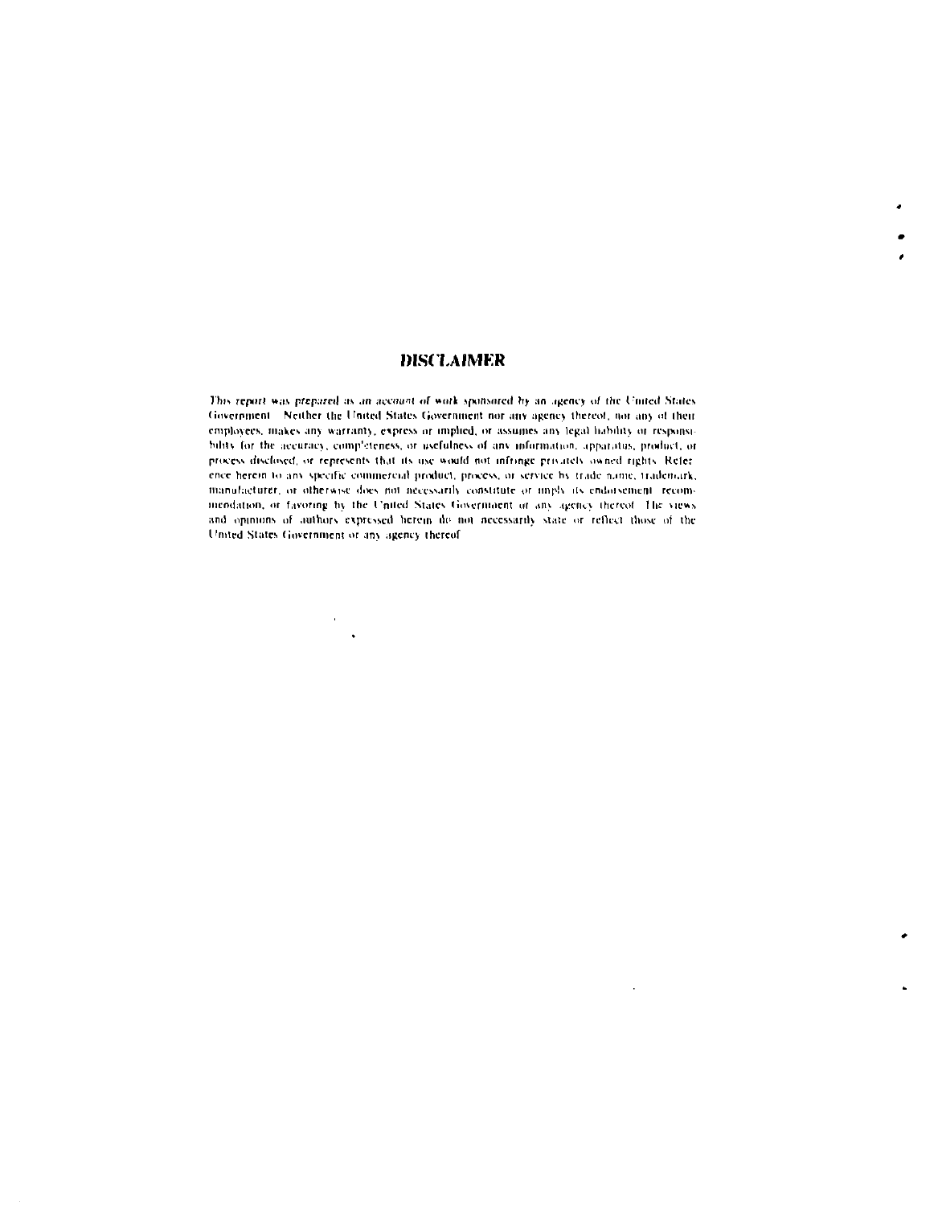# DISCLAIMER

This report was prepared as an account of work sponsored by an agency of the United States Government. Neither the United States Government nor any agency thereof, nor any of their employees, makes any warranty, express or implied, or assumes any legal liability or responsibility for the accuracy, completeness, or usefulness of any information, apparatus, product, or process disclosed, or represents that its use would not infringe privately owned rights. Reference herein to any specific commercial product, process, or service by trade name, trademark, manufacturer, or otherwise does not necessarily constitute or imply its endorsement, recommendation, or favoring by the United States Government or any agency thereof. The views and opinions of authors expressed herein do not necessarily state or reflect those of the United States Government or any agency thereof.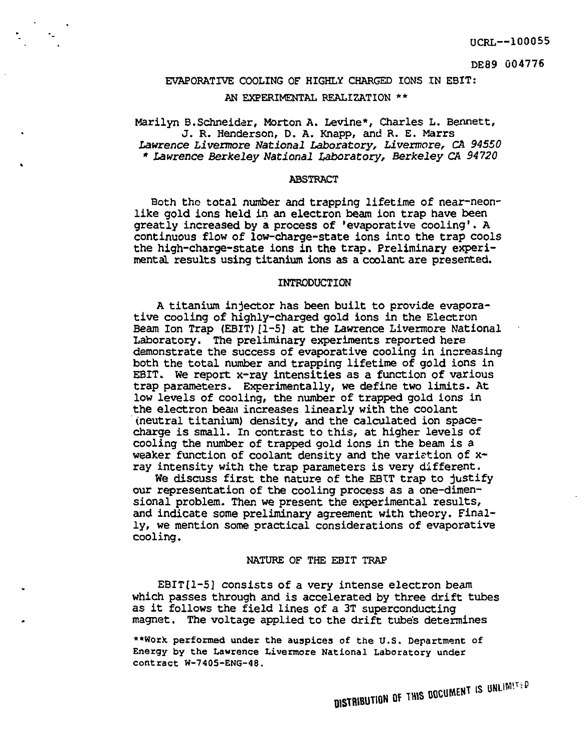UCRL--100055

DE89 004776

# EVAPORATIVE COOLING OF HIGHLY CHARGED IONS IN EBIT: AN EXPERIMENTAL REALIZATION **

Marilyn B. Schneider, Morton A. Levine*, Charles L. Bennett, J. R. Henderson, D. A. Knapp, and R. E. Marrs
*Lawrence Livermore National Laboratory, Livermore, CA 94550*
* *Lawrence Berkeley National Laboratory, Berkeley CA 94720*

## ABSTRACT

Both the total number and trapping lifetime of near-neon-like gold ions held in an electron beam ion trap have been greatly increased by a process of 'evaporative cooling'. A continuous flow of low-charge-state ions into the trap cools the high-charge-state ions in the trap. Preliminary experimental results using titanium ions as a coolant are presented.

## INTRODUCTION

A titanium injector has been built to provide evaporative cooling of highly-charged gold ions in the Electron Beam Ion Trap (EBIT) [1-5] at the Lawrence Livermore National Laboratory. The preliminary experiments reported here demonstrate the success of evaporative cooling in increasing both the total number and trapping lifetime of gold ions in EBIT. We report x-ray intensities as a function of various trap parameters. Experimentally, we define two limits. At low levels of cooling, the number of trapped gold ions in the electron beam increases linearly with the coolant (neutral titanium) density, and the calculated ion space-charge is small. In contrast to this, at higher levels of cooling the number of trapped gold ions in the beam is a weaker function of coolant density and the variation of x-ray intensity with the trap parameters is very different.

We discuss first the nature of the EBIT trap to justify our representation of the cooling process as a one-dimensional problem. Then we present the experimental results, and indicate some preliminary agreement with theory. Finally, we mention some practical considerations of evaporative cooling.

## NATURE OF THE EBIT TRAP

EBIT[1-5] consists of a very intense electron beam which passes through and is accelerated by three drift tubes as it follows the field lines of a 3T superconducting magnet. The voltage applied to the drift tubes determines

**Work performed under the auspices of the U.S. Department of Energy by the Lawrence Livermore National Laboratory under contract W-7405-ENG-48.

DISTRIBUTION OF THIS DOCUMENT IS UNLIMITED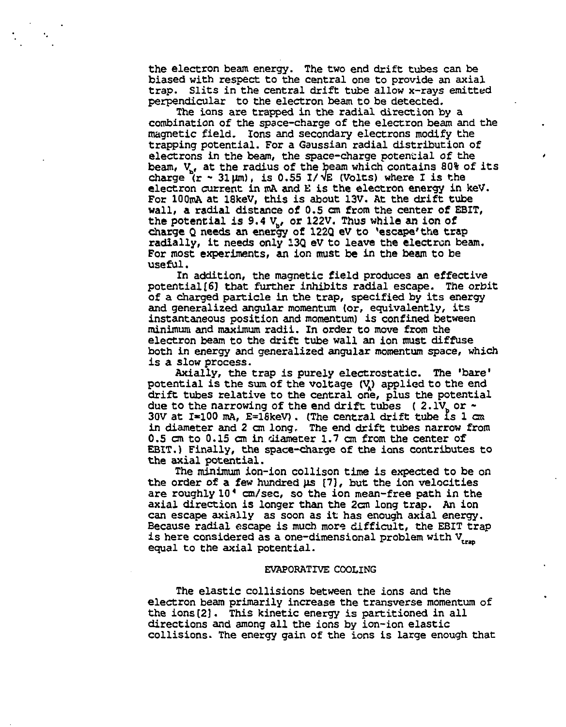the electron beam energy. The two end drift tubes can be biased with respect to the central one to provide an axial trap. Slits in the central drift tube allow x-rays emitted perpendicular to the electron beam to be detected.

The ions are trapped in the radial direction by a combination of the space-charge of the electron beam and the magnetic field. Ions and secondary electrons modify the trapping potential. For a Gaussian radial distribution of electrons in the beam, the space-charge potential of the beam, $V_b$, at the radius of the beam which contains 80% of its charge ($r \sim 31\,\mu m$), is $0.55\ I/\sqrt{E}$ (Volts) where I is the electron current in mA and E is the electron energy in keV. For 100mA at 18keV, this is about 13V. At the drift tube wall, a radial distance of 0.5 cm from the center of EBIT, the potential is $9.4\ V_b$, or 122V. Thus while an ion of charge Q needs an energy of 122Q eV to 'escape' the trap radially, it needs only 13Q eV to leave the electron beam. For most experiments, an ion must be in the beam to be useful.

In addition, the magnetic field produces an effective potential[6] that further inhibits radial escape. The orbit of a charged particle in the trap, specified by its energy and generalized angular momentum (or, equivalently, its instantaneous position and momentum) is confined between minimum and maximum radii. In order to move from the electron beam to the drift tube wall an ion must diffuse both in energy and generalized angular momentum space, which is a slow process.

Axially, the trap is purely electrostatic. The 'bare' potential is the sum of the voltage ($V_A$) applied to the end drift tubes relative to the central one, plus the potential due to the narrowing of the end drift tubes ( $2.1V_b$ or ~ 30V at I=100 mA, E=18keV). (The central drift tube is 1 cm in diameter and 2 cm long. The end drift tubes narrow from 0.5 cm to 0.15 cm in diameter 1.7 cm from the center of EBIT.) Finally, the space-charge of the ions contributes to the axial potential.

The minimum ion-ion collison time is expected to be on the order of a few hundred $\mu s$ [7], but the ion velocities are roughly $10^4$ cm/sec, so the ion mean-free path in the axial direction is longer than the 2cm long trap. An ion can escape axially as soon as it has enough axial energy. Because radial escape is much more difficult, the EBIT trap is here considered as a one-dimensional problem with $V_{trap}$ equal to the axial potential.

## EVAPORATIVE COOLING

The elastic collisions between the ions and the electron beam primarily increase the transverse momentum of the ions[2]. This kinetic energy is partitioned in all directions and among all the ions by ion-ion elastic collisions. The energy gain of the ions is large enough that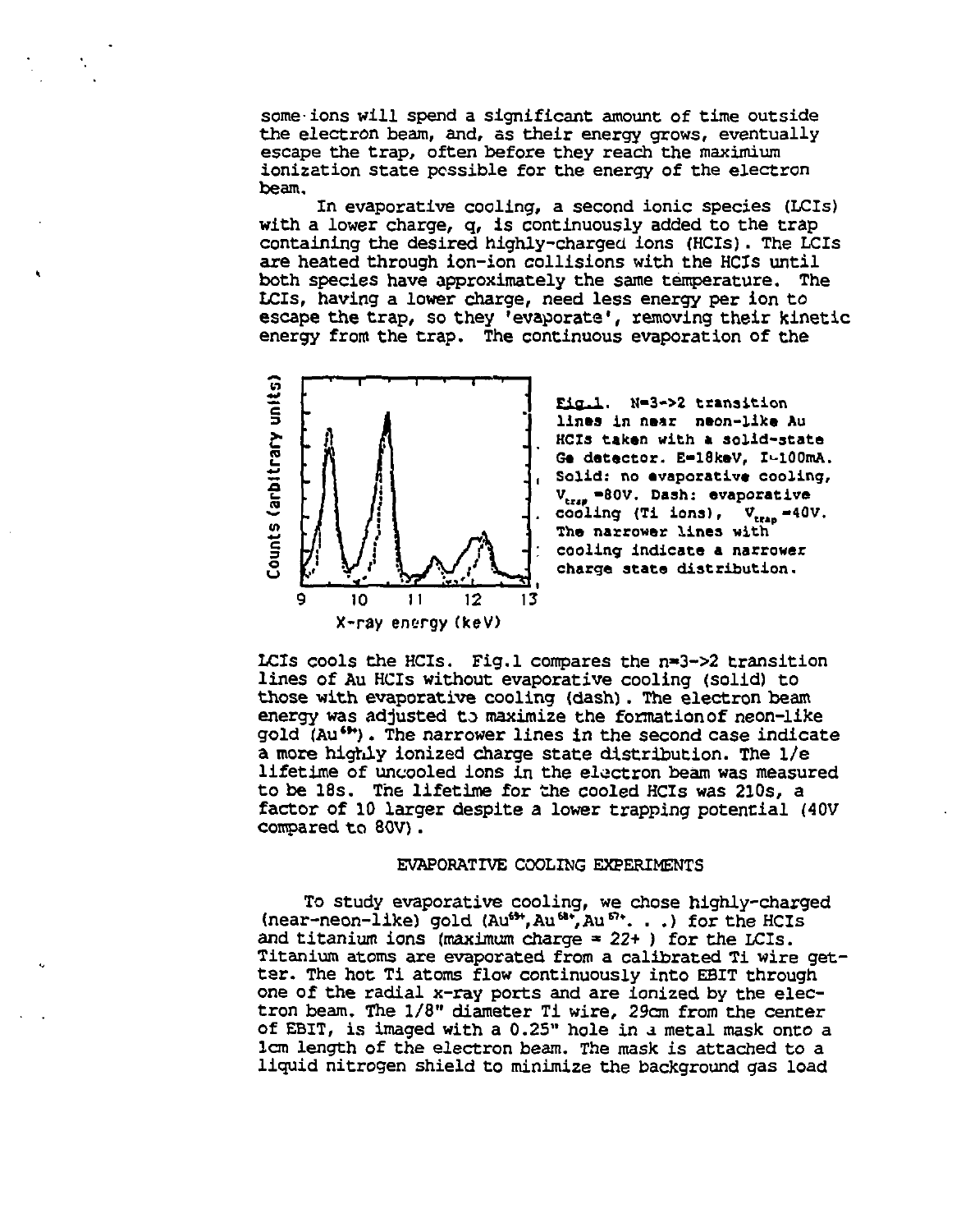some ions will spend a significant amount of time outside the electron beam, and, as their energy grows, eventually escape the trap, often before they reach the maximium ionization state possible for the energy of the electron beam.

In evaporative cooling, a second ionic species (LCIs) with a lower charge, q, is continuously added to the trap containing the desired highly-charged ions (HCIs). The LCIs are heated through ion-ion collisions with the HCIs until both species have approximately the same temperature. The LCIs, having a lower charge, need less energy per ion to escape the trap, so they 'evaporate', removing their kinetic energy from the trap. The continuous evaporation of the LCIs cools the HCIs. Fig.1 compares the n=3->2 transition lines of Au HCIs without evaporative cooling (solid) to those with evaporative cooling (dash). The electron beam energy was adjusted to maximize the formation of neon-like gold ($Au^{69+}$). The narrower lines in the second case indicate a more highly ionized charge state distribution. The 1/e lifetime of uncooled ions in the electron beam was measured to be 18s. The lifetime for the cooled HCIs was 210s, a factor of 10 larger despite a lower trapping potential (40V compared to 80V).

**Fig.1.** N=3->2 transition lines in near neon-like Au HCIs taken with a solid-state Ge detector. E=18keV, I~100mA. Solid: no evaporative cooling, $V_{trap}$=80V. Dash: evaporative cooling (Ti ions), $V_{trap}$=40V. The narrower lines with cooling indicate a narrower charge state distribution.

## EVAPORATIVE COOLING EXPERIMENTS

To study evaporative cooling, we chose highly-charged (near-neon-like) gold ($Au^{69+}$, $Au^{68+}$, $Au^{67+}$. . .) for the HCIs and titanium ions (maximum charge = 22+ ) for the LCIs. Titanium atoms are evaporated from a calibrated Ti wire getter. The hot Ti atoms flow continuously into EBIT through one of the radial x-ray ports and are ionized by the electron beam. The 1/8" diameter Ti wire, 29cm from the center of EBIT, is imaged with a 0.25" hole in a metal mask onto a 1cm length of the electron beam. The mask is attached to a liquid nitrogen shield to minimize the background gas load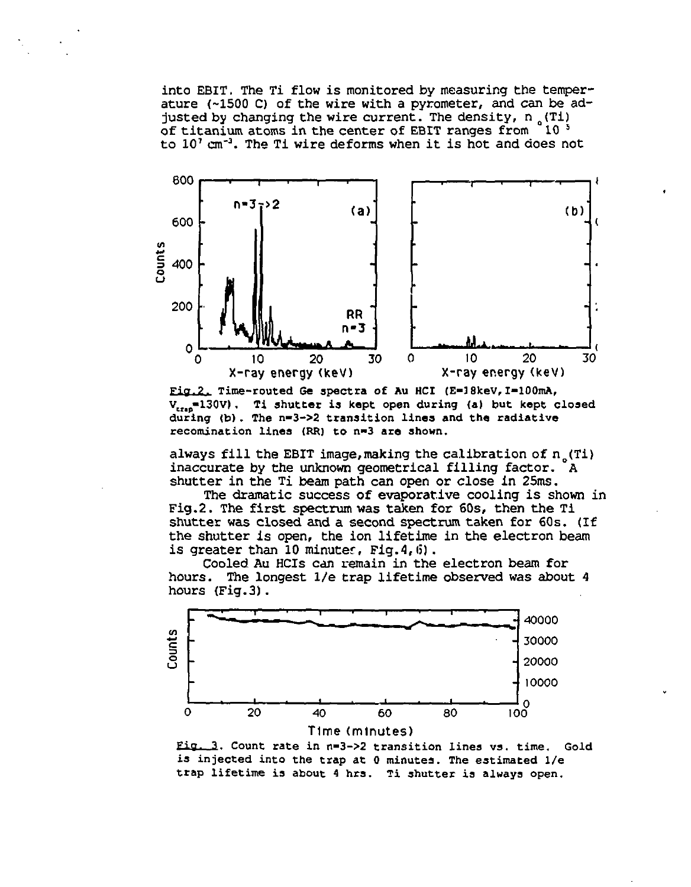into EBIT. The Ti flow is monitored by measuring the temperature (~1500 C) of the wire with a pyrometer, and can be adjusted by changing the wire current. The density, $n_o$(Ti) of titanium atoms in the center of EBIT ranges from $10^5$ to $10^7$ $cm^{-3}$. The Ti wire deforms when it is hot and does not

Fig.2. Time-routed Ge spectra of Au HCI (E=18keV, I=100mA, $V_{trap}$=130V). Ti shutter is kept open during (a) but kept closed during (b). The n=3->2 transition lines and the radiative recombination lines (RR) to n=3 are shown.

always fill the EBIT image, making the calibration of $n_o$(Ti) inaccurate by the unknown geometrical filling factor. A shutter in the Ti beam path can open or close in 25ms.

The dramatic success of evaporative cooling is shown in Fig.2. The first spectrum was taken for 60s, then the Ti shutter was closed and a second spectrum taken for 60s. (If the shutter is open, the ion lifetime in the electron beam is greater than 10 minutes, Fig.4,6).

Cooled Au HCIs can remain in the electron beam for hours. The longest 1/e trap lifetime observed was about 4 hours (Fig.3).

Fig. 3. Count rate in n=3->2 transition lines vs. time. Gold is injected into the trap at 0 minutes. The estimated 1/e trap lifetime is about 4 hrs. Ti shutter is always open.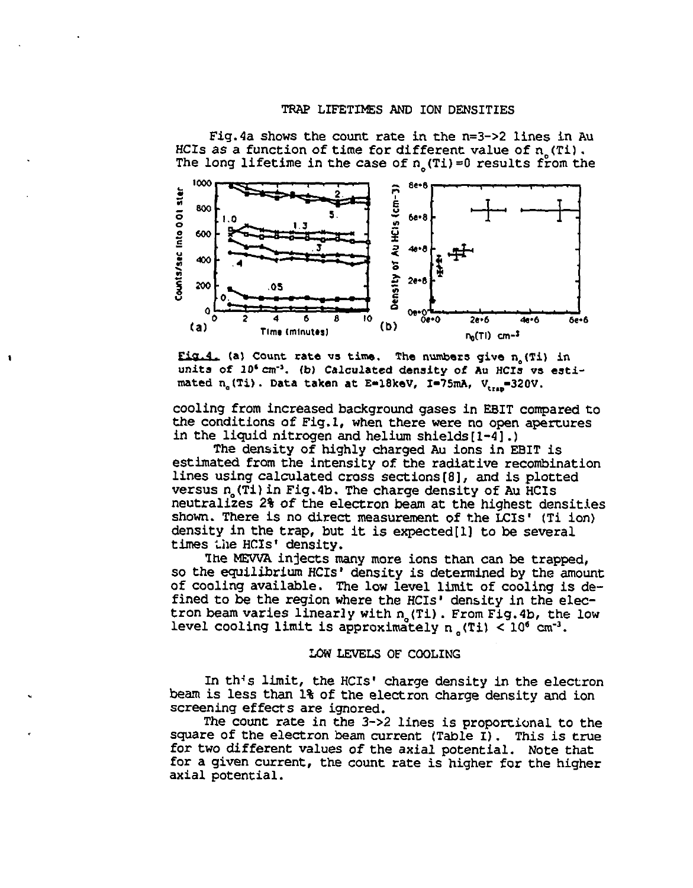## TRAP LIFETIMES AND ION DENSITIES

Fig.4a shows the count rate in the n=3->2 lines in Au HCIs as a function of time for different value of $n_o$(Ti). The long lifetime in the case of $n_o$(Ti)=0 results from the cooling from increased background gases in EBIT compared to the conditions of Fig.1, when there were no open apertures in the liquid nitrogen and helium shields[1-4].)

**Fig.4.** (a) Count rate vs time. The numbers give $n_o$(Ti) in units of $10^6$ cm$^{-3}$. (b) Calculated density of Au HCIs vs estimated $n_o$(Ti). Data taken at E=18keV, I=75mA, $V_{trap}$=320V.

The density of highly charged Au ions in EBIT is estimated from the intensity of the radiative recombination lines using calculated cross sections[8], and is plotted versus $n_o$(Ti) in Fig.4b. The charge density of Au HCIs neutralizes 2% of the electron beam at the highest densities shown. There is no direct measurement of the LCIs' (Ti ion) density in the trap, but it is expected[1] to be several times the HCIs' density.

The MEVVA injects many more ions than can be trapped, so the equilibrium HCIs' density is determined by the amount of cooling available. The low level limit of cooling is defined to be the region where the HCIs' density in the electron beam varies linearly with $n_o$(Ti). From Fig.4b, the low level cooling limit is approximately $n_o$(Ti) < $10^6$ cm$^{-3}$.

## LOW LEVELS OF COOLING

In this limit, the HCIs' charge density in the electron beam is less than 1% of the electron charge density and ion screening effects are ignored.

The count rate in the 3->2 lines is proportional to the square of the electron beam current (Table I). This is true for two different values of the axial potential. Note that for a given current, the count rate is higher for the higher axial potential.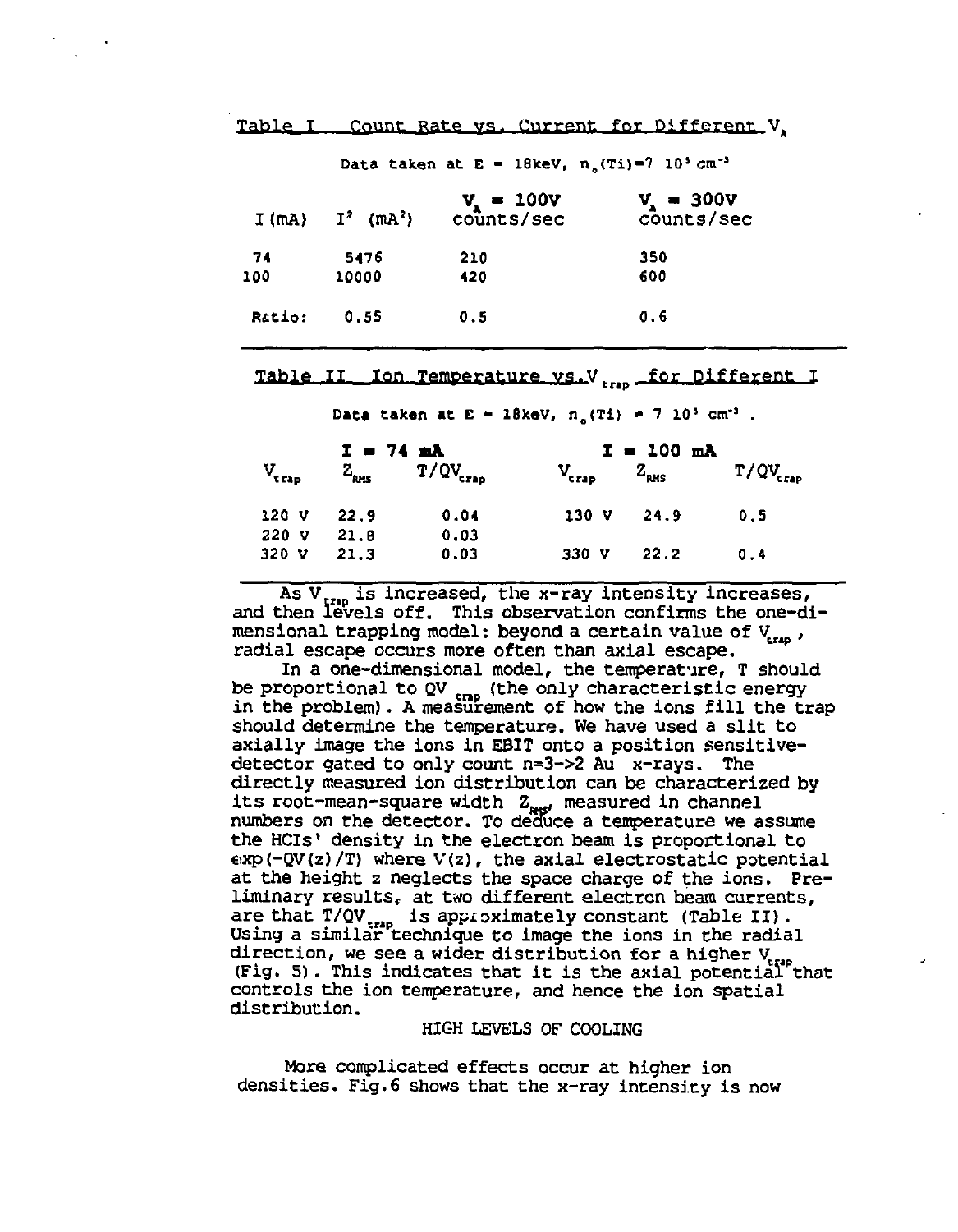Table I Count Rate vs. Current for Different $V_A$

Data taken at E = 18keV, $n_o(Ti)$=7 $10^5$ $cm^{-3}$

| I (mA) | $I^2$ ($mA^2$) | $V_A$ = 100V counts/sec | $V_A$ = 300V counts/sec |
|---|---|---|---|
| 74 | 5476 | 210 | 350 |
| 100 | 10000 | 420 | 600 |
| Ratio: | 0.55 | 0.5 | 0.6 |

Table II Ion Temperature vs. $V_{trap}$ for Different I

Data taken at E = 18keV, $n_o(Ti)$ = 7 $10^5$ $cm^{-3}$ .

| I = 74 mA | | | I = 100 mA | | |
|---|---|---|---|---|---|
| $V_{trap}$ | $Z_{RMS}$ | $T/QV_{trap}$ | $V_{trap}$ | $Z_{RMS}$ | $T/QV_{trap}$ |
| 120 V | 22.9 | 0.04 | 130 V | 24.9 | 0.5 |
| 220 V | 21.8 | 0.03 | | | |
| 320 V | 21.3 | 0.03 | 330 V | 22.2 | 0.4 |

As $V_{trap}$ is increased, the x-ray intensity increases, and then levels off. This observation confirms the one-dimensional trapping model: beyond a certain value of $V_{trap}$, radial escape occurs more often than axial escape.

In a one-dimensional model, the temperature, T should be proportional to $QV_{trap}$ (the only characteristic energy in the problem). A measurement of how the ions fill the trap should determine the temperature. We have used a slit to axially image the ions in EBIT onto a position sensitive-detector gated to only count n=3->2 Au x-rays. The directly measured ion distribution can be characterized by its root-mean-square width $Z_{RMS}$, measured in channel numbers on the detector. To deduce a temperature we assume the HCIs' density in the electron beam is proportional to $\exp(-QV(z)/T)$ where $V(z)$, the axial electrostatic potential at the height z neglects the space charge of the ions. Preliminary results, at two different electron beam currents, are that $T/QV_{trap}$ is approximately constant (Table II). Using a similar technique to image the ions in the radial direction, we see a wider distribution for a higher $V_{trap}$ (Fig. 5). This indicates that it is the axial potential that controls the ion temperature, and hence the ion spatial distribution.

## HIGH LEVELS OF COOLING

More complicated effects occur at higher ion densities. Fig.6 shows that the x-ray intensity is now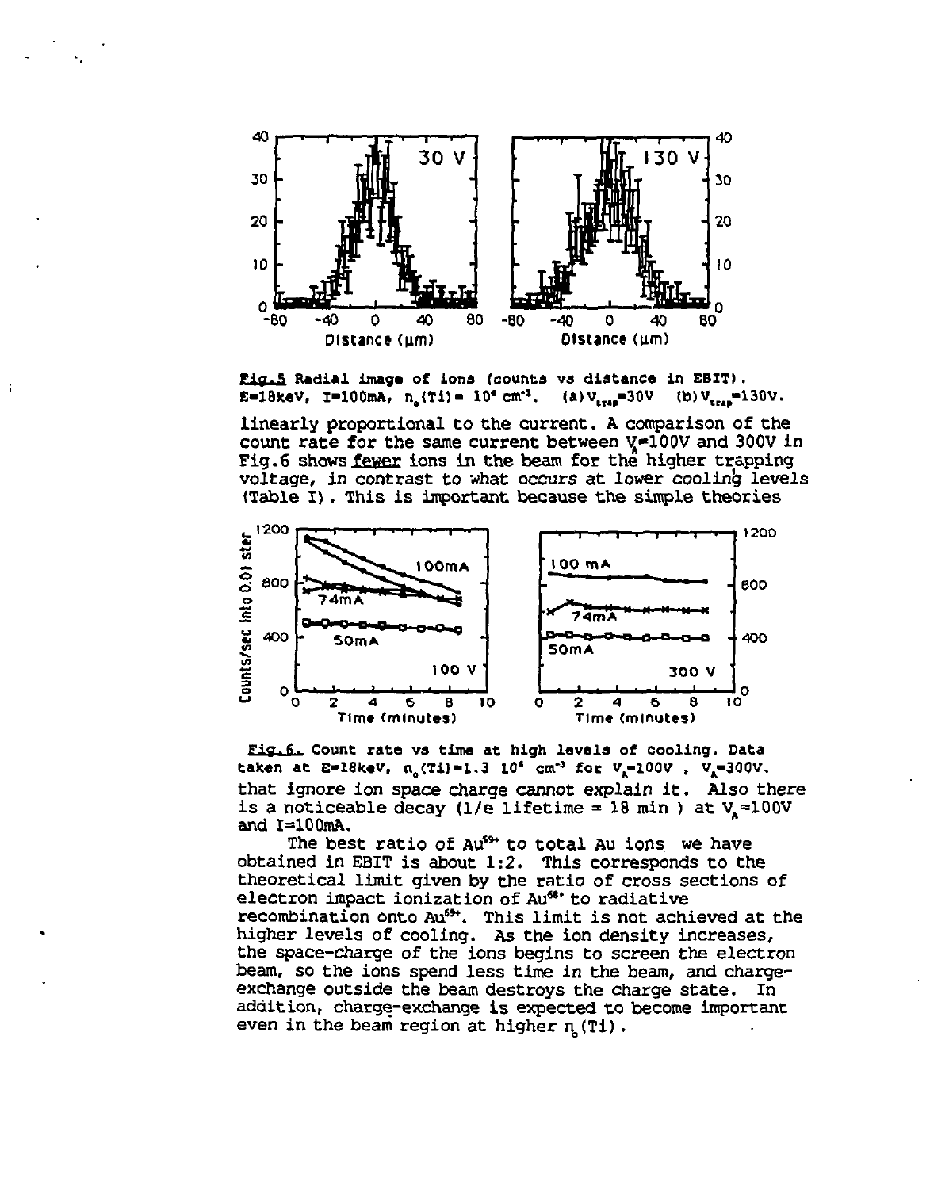**Fig. 5** Radial image of ions (counts vs distance in EBIT). E=18keV, I=100mA, $n_o(Ti) = 10^6$ cm$^{-3}$. (a) $V_{trap}$=30V (b) $V_{trap}$=130V.

linearly proportional to the current. A comparison of the count rate for the same current between $V_A$=100V and 300V in Fig.6 shows fewer ions in the beam for the higher trapping voltage, in contrast to what occurs at lower cooling levels (Table I). This is important because the simple theories

**Fig. 6.** Count rate vs time at high levels of cooling. Data taken at E=18keV, $n_o(Ti)$=1.3 $10^6$ cm$^{-3}$ for $V_A$=100V , $V_A$=300V.

that ignore ion space charge cannot explain it. Also there is a noticeable decay (1/e lifetime = 18 min ) at $V_A$=100V and I=100mA.

The best ratio of $Au^{69+}$ to total Au ions we have obtained in EBIT is about 1:2. This corresponds to the theoretical limit given by the ratio of cross sections of electron impact ionization of $Au^{68+}$ to radiative recombination onto $Au^{69+}$. This limit is not achieved at the higher levels of cooling. As the ion density increases, the space-charge of the ions begins to screen the electron beam, so the ions spend less time in the beam, and charge-exchange outside the beam destroys the charge state. In addition, charge-exchange is expected to become important even in the beam region at higher $n_o(Ti)$.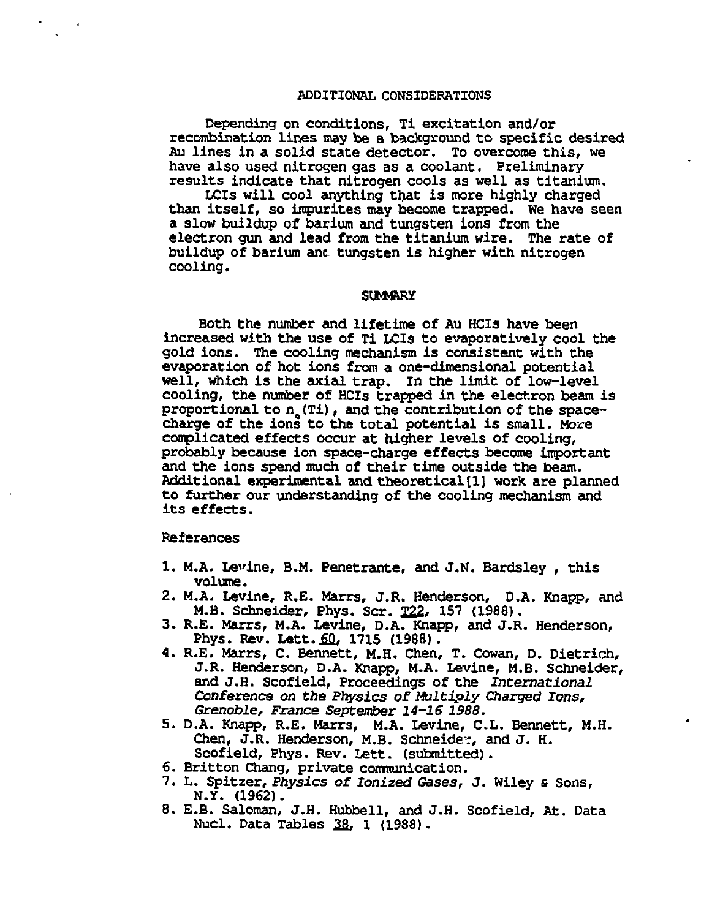## ADDITIONAL CONSIDERATIONS

Depending on conditions, Ti excitation and/or recombination lines may be a background to specific desired Au lines in a solid state detector. To overcome this, we have also used nitrogen gas as a coolant. Preliminary results indicate that nitrogen cools as well as titanium.

LCIs will cool anything that is more highly charged than itself, so impurities may become trapped. We have seen a slow buildup of barium and tungsten ions from the electron gun and lead from the titanium wire. The rate of buildup of barium and tungsten is higher with nitrogen cooling.

## SUMMARY

Both the number and lifetime of Au HCIs have been increased with the use of Ti LCIs to evaporatively cool the gold ions. The cooling mechanism is consistent with the evaporation of hot ions from a one-dimensional potential well, which is the axial trap. In the limit of low-level cooling, the number of HCIs trapped in the electron beam is proportional to $n_0$(Ti), and the contribution of the space-charge of the ions to the total potential is small. More complicated effects occur at higher levels of cooling, probably because ion space-charge effects become important and the ions spend much of their time outside the beam. Additional experimental and theoretical[1] work are planned to further our understanding of the cooling mechanism and its effects.

### References

1. M.A. Levine, B.M. Penetrante, and J.N. Bardsley , this volume.
2. M.A. Levine, R.E. Marrs, J.R. Henderson, D.A. Knapp, and M.B. Schneider, Phys. Scr. T22, 157 (1988).
3. R.E. Marrs, M.A. Levine, D.A. Knapp, and J.R. Henderson, Phys. Rev. Lett. 60, 1715 (1988).
4. R.E. Marrs, C. Bennett, M.H. Chen, T. Cowan, D. Dietrich, J.R. Henderson, D.A. Knapp, M.A. Levine, M.B. Schneider, and J.H. Scofield, Proceedings of the *International Conference on the Physics of Multiply Charged Ions, Grenoble, France September 14-16 1988.*
5. D.A. Knapp, R.E. Marrs, M.A. Levine, C.L. Bennett, M.H. Chen, J.R. Henderson, M.B. Schneider, and J. H. Scofield, Phys. Rev. Lett. (submitted).
6. Britton Chang, private communication.
7. L. Spitzer, *Physics of Ionized Gases*, J. Wiley & Sons, N.Y. (1962).
8. E.B. Saloman, J.H. Hubbell, and J.H. Scofield, At. Data Nucl. Data Tables 38, 1 (1988).